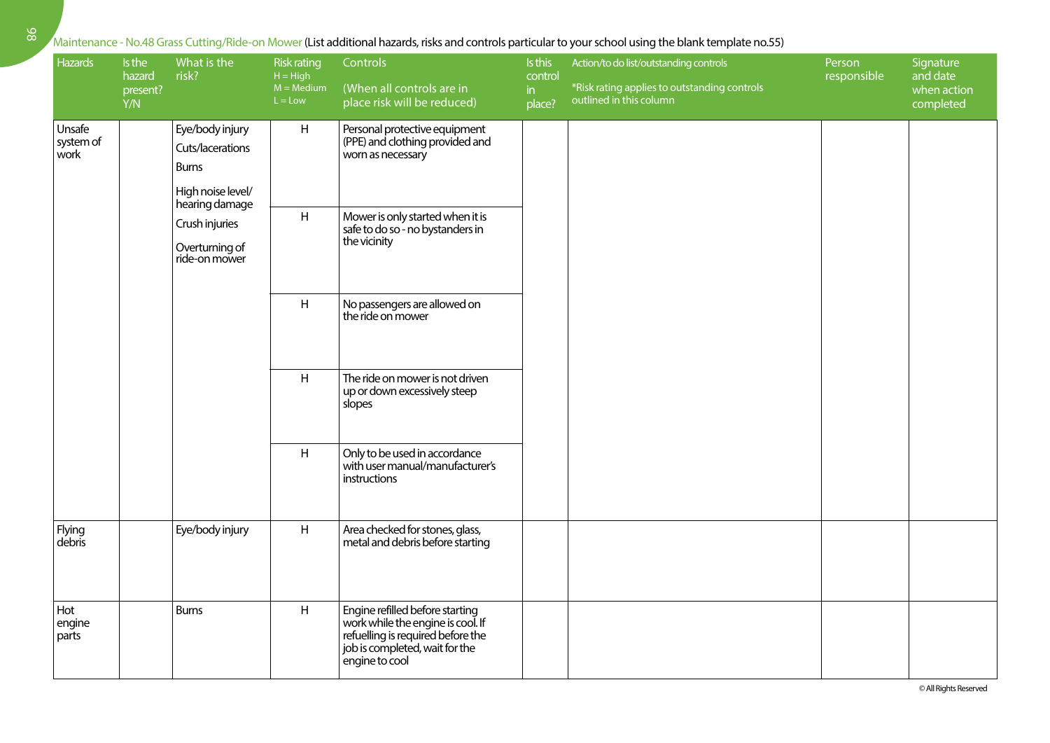Maintenance - No.48 Grass Cutting/Ride-on Mower (List additional hazards, risks and controls particular to your school using the blank template no.55)

| Hazards | Is the hazard present? Y/N | What is the risk? | Risk rating H = High M = Medium L = Low | Controls (When all controls are in place risk will be reduced) | Is this control in place? | Action/to do list/outstanding controls *Risk rating applies to outstanding controls outlined in this column | Person responsible | Signature and date when action completed |
|---|---|---|---|---|---|---|---|---|
| Unsafe system of work | | Eye/body injury<br>Cuts/lacerations<br>Burns<br>High noise level/ hearing damage<br>Crush injuries<br>Overturning of ride-on mower | H | Personal protective equipment (PPE) and clothing provided and worn as necessary | | | | |
| | | | H | Mower is only started when it is safe to do so - no bystanders in the vicinity | | | | |
| | | | H | No passengers are allowed on the ride on mower | | | | |
| | | | H | The ride on mower is not driven up or down excessively steep slopes | | | | |
| | | | H | Only to be used in accordance with user manual/manufacturer's instructions | | | | |
| Flying debris | | Eye/body injury | H | Area checked for stones, glass, metal and debris before starting | | | | |
| Hot engine parts | | Burns | H | Engine refilled before starting work while the engine is cool. If refuelling is required before the job is completed, wait for the engine to cool | | | | |

© All Rights Reserved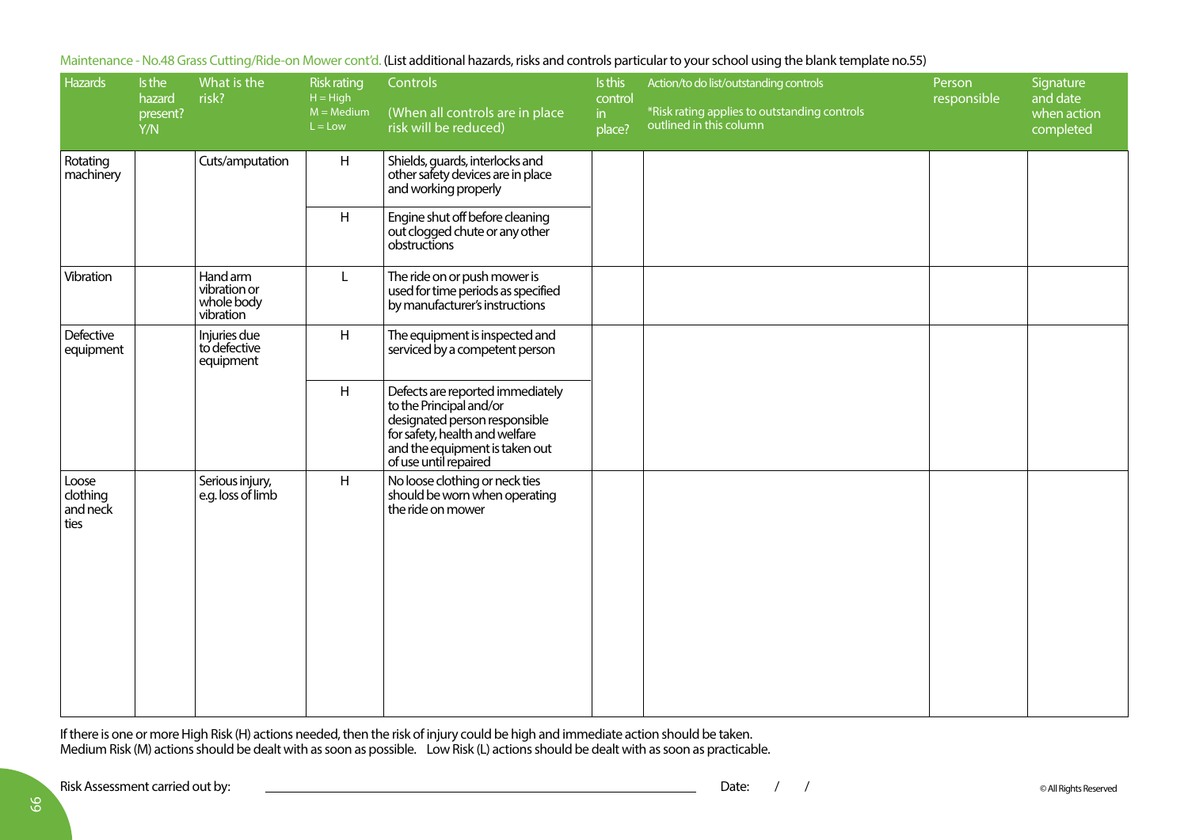Maintenance - No.48 Grass Cutting/Ride-on Mower cont'd. (List additional hazards, risks and controls particular to your school using the blank template no.55)

| Hazards | Is the hazard present? Y/N | What is the risk? | Risk rating H = High M = Medium L = Low | Controls (When all controls are in place risk will be reduced) | Is this control in place? | Action/to do list/outstanding controls *Risk rating applies to outstanding controls outlined in this column | Person responsible | Signature and date when action completed |
|---|---|---|---|---|---|---|---|---|
| Rotating machinery | | Cuts/amputation | H | Shields, guards, interlocks and other safety devices are in place and working properly | | | | |
| | | | H | Engine shut off before cleaning out clogged chute or any other obstructions | | | | |
| Vibration | | Hand arm vibration or whole body vibration | L | The ride on or push mower is used for time periods as specified by manufacturer's instructions | | | | |
| Defective equipment | | Injuries due to defective equipment | H | The equipment is inspected and serviced by a competent person | | | | |
| | | | H | Defects are reported immediately to the Principal and/or designated person responsible for safety, health and welfare and the equipment is taken out of use until repaired | | | | |
| Loose clothing and neck ties | | Serious injury, e.g. loss of limb | H | No loose clothing or neck ties should be worn when operating the ride on mower | | | | |

If there is one or more High Risk (H) actions needed, then the risk of injury could be high and immediate action should be taken.
Medium Risk (M) actions should be dealt with as soon as possible. Low Risk (L) actions should be dealt with as soon as practicable.

Risk Assessment carried out by: ______________________________ Date: / /

© All Rights Reserved